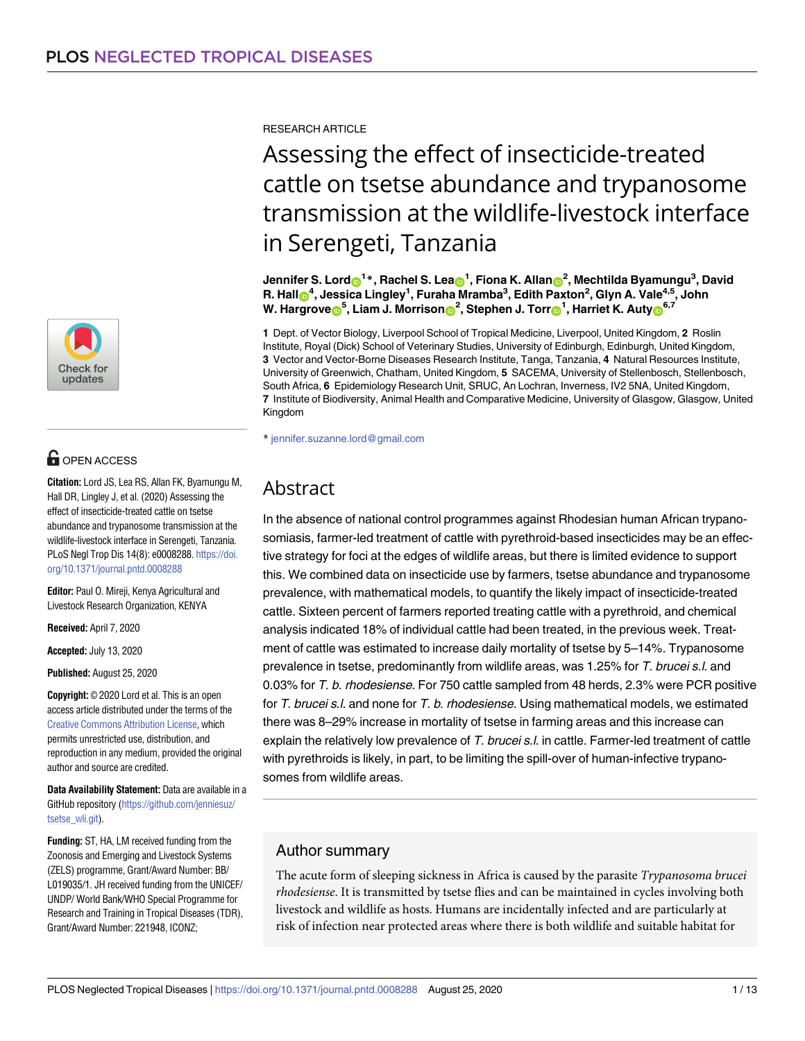RESEARCH ARTICLE

# Assessing the effect of insecticide-treated cattle on tsetse abundance and trypanosome transmission at the wildlife-livestock interface in Serengeti, Tanzania

**Jennifer S. Lord[1]*, Rachel S. Lea[1], Fiona K. Allan[2], Mechtilda Byamungu[3], David R. Hall[4], Jessica Lingley[1], Furaha Mramba[3], Edith Paxton[2], Glyn A. Vale[4,5], John W. Hargrove[5], Liam J. Morrison[2], Stephen J. Torr[1], Harriet K. Auty[6,7]**

**1** Dept. of Vector Biology, Liverpool School of Tropical Medicine, Liverpool, United Kingdom, **2** Roslin Institute, Royal (Dick) School of Veterinary Studies, University of Edinburgh, Edinburgh, United Kingdom, **3** Vector and Vector-Borne Diseases Research Institute, Tanga, Tanzania, **4** Natural Resources Institute, University of Greenwich, Chatham, United Kingdom, **5** SACEMA, University of Stellenbosch, Stellenbosch, South Africa, **6** Epidemiology Research Unit, SRUC, An Lochran, Inverness, IV2 5NA, United Kingdom, **7** Institute of Biodiversity, Animal Health and Comparative Medicine, University of Glasgow, Glasgow, United Kingdom

* jennifer.suzanne.lord@gmail.com

OPEN ACCESS

**Citation:** Lord JS, Lea RS, Allan FK, Byamungu M, Hall DR, Lingley J, et al. (2020) Assessing the effect of insecticide-treated cattle on tsetse abundance and trypanosome transmission at the wildlife-livestock interface in Serengeti, Tanzania. PLoS Negl Trop Dis 14(8): e0008288. https://doi.org/10.1371/journal.pntd.0008288

**Editor:** Paul O. Mireji, Kenya Agricultural and Livestock Research Organization, KENYA

**Received:** April 7, 2020

**Accepted:** July 13, 2020

**Published:** August 25, 2020

**Copyright:** © 2020 Lord et al. This is an open access article distributed under the terms of the Creative Commons Attribution License, which permits unrestricted use, distribution, and reproduction in any medium, provided the original author and source are credited.

**Data Availability Statement:** Data are available in a GitHub repository (https://github.com/jenniesuz/tsetse_wli.git).

**Funding:** ST, HA, LM received funding from the Zoonosis and Emerging and Livestock Systems (ZELS) programme, Grant/Award Number: BB/L019035/1. JH received funding from the UNICEF/UNDP/ World Bank/WHO Special Programme for Research and Training in Tropical Diseases (TDR), Grant/Award Number: 221948, ICONZ;

## Abstract

In the absence of national control programmes against Rhodesian human African trypanosomiasis, farmer-led treatment of cattle with pyrethroid-based insecticides may be an effective strategy for foci at the edges of wildlife areas, but there is limited evidence to support this. We combined data on insecticide use by farmers, tsetse abundance and trypanosome prevalence, with mathematical models, to quantify the likely impact of insecticide-treated cattle. Sixteen percent of farmers reported treating cattle with a pyrethroid, and chemical analysis indicated 18% of individual cattle had been treated, in the previous week. Treatment of cattle was estimated to increase daily mortality of tsetse by 5–14%. Trypanosome prevalence in tsetse, predominantly from wildlife areas, was 1.25% for *T. brucei s.l.* and 0.03% for *T. b. rhodesiense*. For 750 cattle sampled from 48 herds, 2.3% were PCR positive for *T. brucei s.l.* and none for *T. b. rhodesiense*. Using mathematical models, we estimated there was 8–29% increase in mortality of tsetse in farming areas and this increase can explain the relatively low prevalence of *T. brucei s.l.* in cattle. Farmer-led treatment of cattle with pyrethroids is likely, in part, to be limiting the spill-over of human-infective trypanosomes from wildlife areas.

## Author summary

The acute form of sleeping sickness in Africa is caused by the parasite *Trypanosoma brucei rhodesiense*. It is transmitted by tsetse flies and can be maintained in cycles involving both livestock and wildlife as hosts. Humans are incidentally infected and are particularly at risk of infection near protected areas where there is both wildlife and suitable habitat for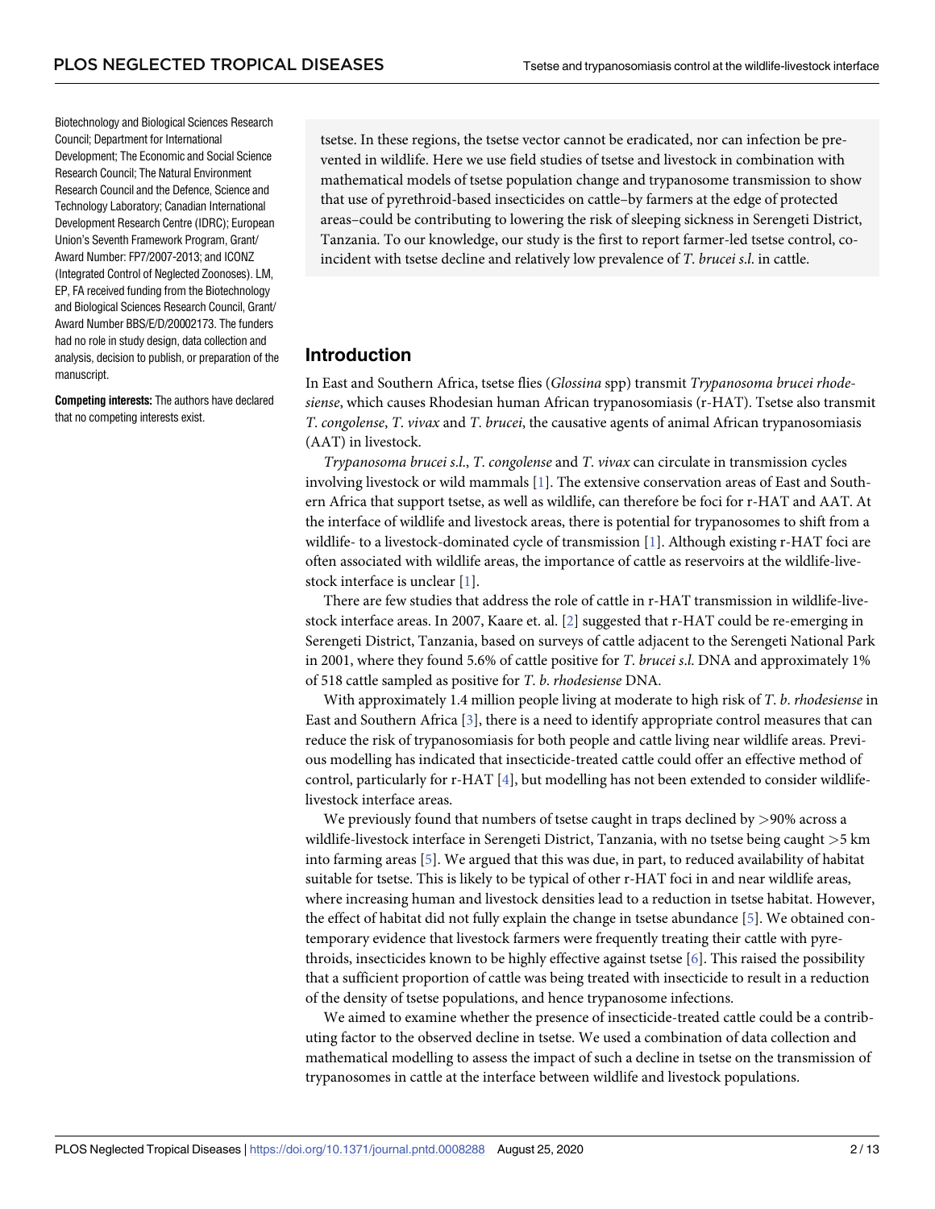Biotechnology and Biological Sciences Research Council; Department for International Development; The Economic and Social Science Research Council; The Natural Environment Research Council and the Defence, Science and Technology Laboratory; Canadian International Development Research Centre (IDRC); European Union's Seventh Framework Program, Grant/Award Number: FP7/2007-2013; and ICONZ (Integrated Control of Neglected Zoonoses). LM, EP, FA received funding from the Biotechnology and Biological Sciences Research Council, Grant/Award Number BBS/E/D/20002173. The funders had no role in study design, data collection and analysis, decision to publish, or preparation of the manuscript.

**Competing interests:** The authors have declared that no competing interests exist.

tsetse. In these regions, the tsetse vector cannot be eradicated, nor can infection be prevented in wildlife. Here we use field studies of tsetse and livestock in combination with mathematical models of tsetse population change and trypanosome transmission to show that use of pyrethroid-based insecticides on cattle–by farmers at the edge of protected areas–could be contributing to lowering the risk of sleeping sickness in Serengeti District, Tanzania. To our knowledge, our study is the first to report farmer-led tsetse control, coincident with tsetse decline and relatively low prevalence of *T. brucei s.l.* in cattle.

## Introduction

In East and Southern Africa, tsetse flies (*Glossina* spp) transmit *Trypanosoma brucei rhodesiense*, which causes Rhodesian human African trypanosomiasis (r-HAT). Tsetse also transmit *T. congolense*, *T. vivax* and *T. brucei*, the causative agents of animal African trypanosomiasis (AAT) in livestock.

*Trypanosoma brucei s.l.*, *T. congolense* and *T. vivax* can circulate in transmission cycles involving livestock or wild mammals [1]. The extensive conservation areas of East and Southern Africa that support tsetse, as well as wildlife, can therefore be foci for r-HAT and AAT. At the interface of wildlife and livestock areas, there is potential for trypanosomes to shift from a wildlife- to a livestock-dominated cycle of transmission [1]. Although existing r-HAT foci are often associated with wildlife areas, the importance of cattle as reservoirs at the wildlife-livestock interface is unclear [1].

There are few studies that address the role of cattle in r-HAT transmission in wildlife-livestock interface areas. In 2007, Kaare et. al. [2] suggested that r-HAT could be re-emerging in Serengeti District, Tanzania, based on surveys of cattle adjacent to the Serengeti National Park in 2001, where they found 5.6% of cattle positive for *T. brucei s.l.* DNA and approximately 1% of 518 cattle sampled as positive for *T. b. rhodesiense* DNA.

With approximately 1.4 million people living at moderate to high risk of *T. b. rhodesiense* in East and Southern Africa [3], there is a need to identify appropriate control measures that can reduce the risk of trypanosomiasis for both people and cattle living near wildlife areas. Previous modelling has indicated that insecticide-treated cattle could offer an effective method of control, particularly for r-HAT [4], but modelling has not been extended to consider wildlife-livestock interface areas.

We previously found that numbers of tsetse caught in traps declined by >90% across a wildlife-livestock interface in Serengeti District, Tanzania, with no tsetse being caught >5 km into farming areas [5]. We argued that this was due, in part, to reduced availability of habitat suitable for tsetse. This is likely to be typical of other r-HAT foci in and near wildlife areas, where increasing human and livestock densities lead to a reduction in tsetse habitat. However, the effect of habitat did not fully explain the change in tsetse abundance [5]. We obtained contemporary evidence that livestock farmers were frequently treating their cattle with pyrethroids, insecticides known to be highly effective against tsetse [6]. This raised the possibility that a sufficient proportion of cattle was being treated with insecticide to result in a reduction of the density of tsetse populations, and hence trypanosome infections.

We aimed to examine whether the presence of insecticide-treated cattle could be a contributing factor to the observed decline in tsetse. We used a combination of data collection and mathematical modelling to assess the impact of such a decline in tsetse on the transmission of trypanosomes in cattle at the interface between wildlife and livestock populations.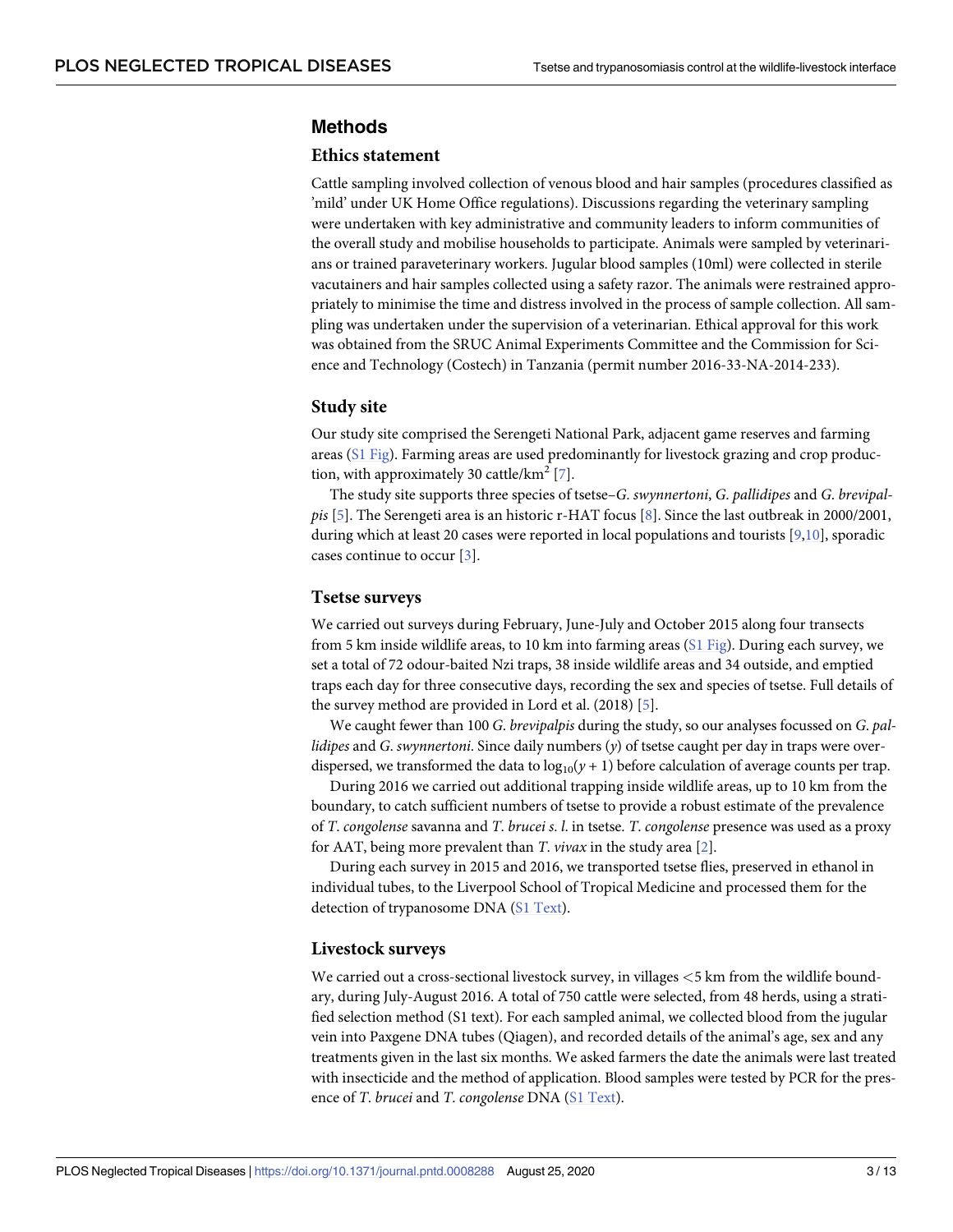## Methods

### Ethics statement

Cattle sampling involved collection of venous blood and hair samples (procedures classified as 'mild' under UK Home Office regulations). Discussions regarding the veterinary sampling were undertaken with key administrative and community leaders to inform communities of the overall study and mobilise households to participate. Animals were sampled by veterinarians or trained paraveterinary workers. Jugular blood samples (10ml) were collected in sterile vacutainers and hair samples collected using a safety razor. The animals were restrained appropriately to minimise the time and distress involved in the process of sample collection. All sampling was undertaken under the supervision of a veterinarian. Ethical approval for this work was obtained from the SRUC Animal Experiments Committee and the Commission for Science and Technology (Costech) in Tanzania (permit number 2016-33-NA-2014-233).

### Study site

Our study site comprised the Serengeti National Park, adjacent game reserves and farming areas (S1 Fig). Farming areas are used predominantly for livestock grazing and crop production, with approximately 30 cattle/km$^2$ [7].

The study site supports three species of tsetse–*G. swynnertoni*, *G. pallidipes* and *G. brevipalpis* [5]. The Serengeti area is an historic r-HAT focus [8]. Since the last outbreak in 2000/2001, during which at least 20 cases were reported in local populations and tourists [9,10], sporadic cases continue to occur [3].

### Tsetse surveys

We carried out surveys during February, June-July and October 2015 along four transects from 5 km inside wildlife areas, to 10 km into farming areas (S1 Fig). During each survey, we set a total of 72 odour-baited Nzi traps, 38 inside wildlife areas and 34 outside, and emptied traps each day for three consecutive days, recording the sex and species of tsetse. Full details of the survey method are provided in Lord et al. (2018) [5].

We caught fewer than 100 *G. brevipalpis* during the study, so our analyses focussed on *G. pallidipes* and *G. swynnertoni*. Since daily numbers ($y$) of tsetse caught per day in traps were over-dispersed, we transformed the data to $\log_{10}(y + 1)$ before calculation of average counts per trap.

During 2016 we carried out additional trapping inside wildlife areas, up to 10 km from the boundary, to catch sufficient numbers of tsetse to provide a robust estimate of the prevalence of *T. congolense* savanna and *T. brucei s. l.* in tsetse. *T. congolense* presence was used as a proxy for AAT, being more prevalent than *T. vivax* in the study area [2].

During each survey in 2015 and 2016, we transported tsetse flies, preserved in ethanol in individual tubes, to the Liverpool School of Tropical Medicine and processed them for the detection of trypanosome DNA (S1 Text).

### Livestock surveys

We carried out a cross-sectional livestock survey, in villages <5 km from the wildlife boundary, during July-August 2016. A total of 750 cattle were selected, from 48 herds, using a stratified selection method (S1 text). For each sampled animal, we collected blood from the jugular vein into Paxgene DNA tubes (Qiagen), and recorded details of the animal's age, sex and any treatments given in the last six months. We asked farmers the date the animals were last treated with insecticide and the method of application. Blood samples were tested by PCR for the presence of *T. brucei* and *T. congolense* DNA (S1 Text).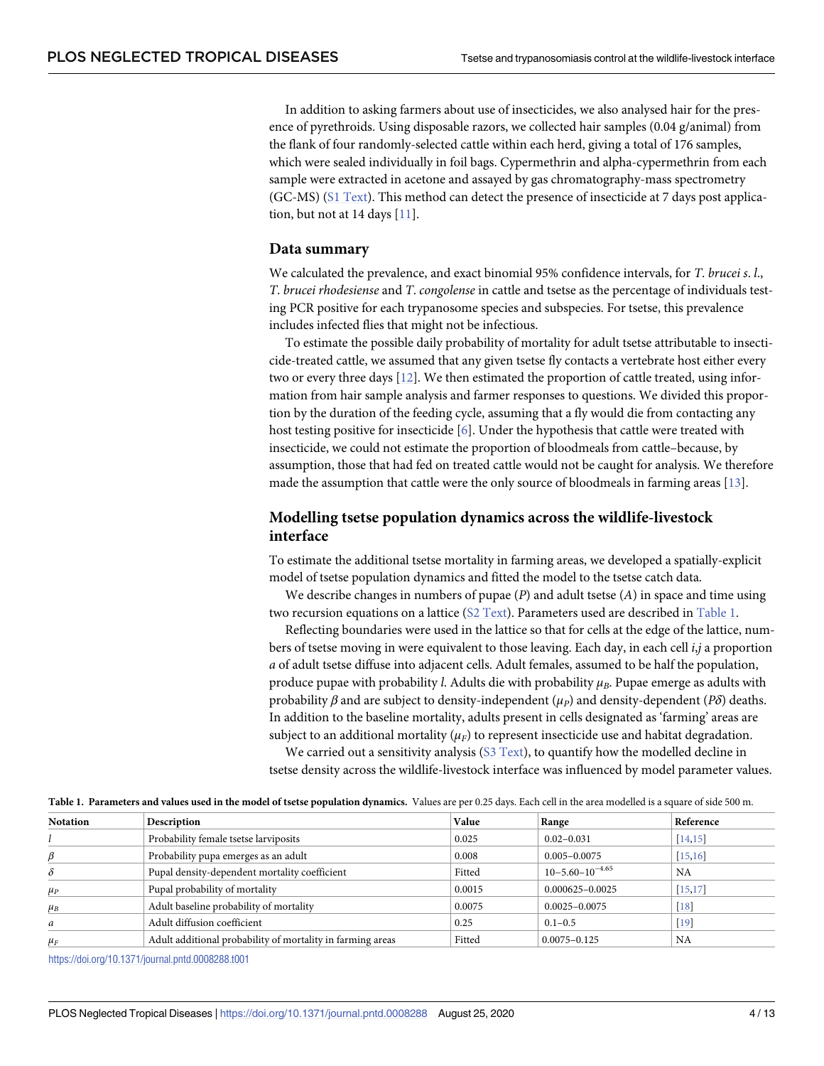In addition to asking farmers about use of insecticides, we also analysed hair for the presence of pyrethroids. Using disposable razors, we collected hair samples (0.04 g/animal) from the flank of four randomly-selected cattle within each herd, giving a total of 176 samples, which were sealed individually in foil bags. Cypermethrin and alpha-cypermethrin from each sample were extracted in acetone and assayed by gas chromatography-mass spectrometry (GC-MS) (S1 Text). This method can detect the presence of insecticide at 7 days post application, but not at 14 days [11].

## Data summary

We calculated the prevalence, and exact binomial 95% confidence intervals, for *T. brucei s. l.*, *T. brucei rhodesiense* and *T. congolense* in cattle and tsetse as the percentage of individuals testing PCR positive for each trypanosome species and subspecies. For tsetse, this prevalence includes infected flies that might not be infectious.

To estimate the possible daily probability of mortality for adult tsetse attributable to insecticide-treated cattle, we assumed that any given tsetse fly contacts a vertebrate host either every two or every three days [12]. We then estimated the proportion of cattle treated, using information from hair sample analysis and farmer responses to questions. We divided this proportion by the duration of the feeding cycle, assuming that a fly would die from contacting any host testing positive for insecticide [6]. Under the hypothesis that cattle were treated with insecticide, we could not estimate the proportion of bloodmeals from cattle–because, by assumption, those that had fed on treated cattle would not be caught for analysis. We therefore made the assumption that cattle were the only source of bloodmeals in farming areas [13].

## Modelling tsetse population dynamics across the wildlife-livestock interface

To estimate the additional tsetse mortality in farming areas, we developed a spatially-explicit model of tsetse population dynamics and fitted the model to the tsetse catch data.

We describe changes in numbers of pupae ($P$) and adult tsetse ($A$) in space and time using two recursion equations on a lattice (S2 Text). Parameters used are described in Table 1.

Reflecting boundaries were used in the lattice so that for cells at the edge of the lattice, numbers of tsetse moving in were equivalent to those leaving. Each day, in each cell $i,j$ a proportion $a$ of adult tsetse diffuse into adjacent cells. Adult females, assumed to be half the population, produce pupae with probability $l$. Adults die with probability $\mu_B$. Pupae emerge as adults with probability $\beta$ and are subject to density-independent ($\mu_P$) and density-dependent ($P\delta$) deaths. In addition to the baseline mortality, adults present in cells designated as 'farming' areas are subject to an additional mortality ($\mu_F$) to represent insecticide use and habitat degradation.

We carried out a sensitivity analysis (S3 Text), to quantify how the modelled decline in tsetse density across the wildlife-livestock interface was influenced by model parameter values.

**Table 1. Parameters and values used in the model of tsetse population dynamics.** Values are per 0.25 days. Each cell in the area modelled is a square of side 500 m.

| Notation | Description | Value | Range | Reference |
|---|---|---|---|---|
| $l$ | Probability female tsetse larviposits | 0.025 | 0.02–0.031 | [14,15] |
| $\beta$ | Probability pupa emerges as an adult | 0.008 | 0.005–0.0075 | [15,16] |
| $\delta$ | Pupal density-dependent mortality coefficient | Fitted | $10–5.60–10^{-4.65}$ | NA |
| $\mu_P$ | Pupal probability of mortality | 0.0015 | 0.000625–0.0025 | [15,17] |
| $\mu_B$ | Adult baseline probability of mortality | 0.0075 | 0.0025–0.0075 | [18] |
| $a$ | Adult diffusion coefficient | 0.25 | 0.1–0.5 | [19] |
| $\mu_F$ | Adult additional probability of mortality in farming areas | Fitted | 0.0075–0.125 | NA |

https://doi.org/10.1371/journal.pntd.0008288.t001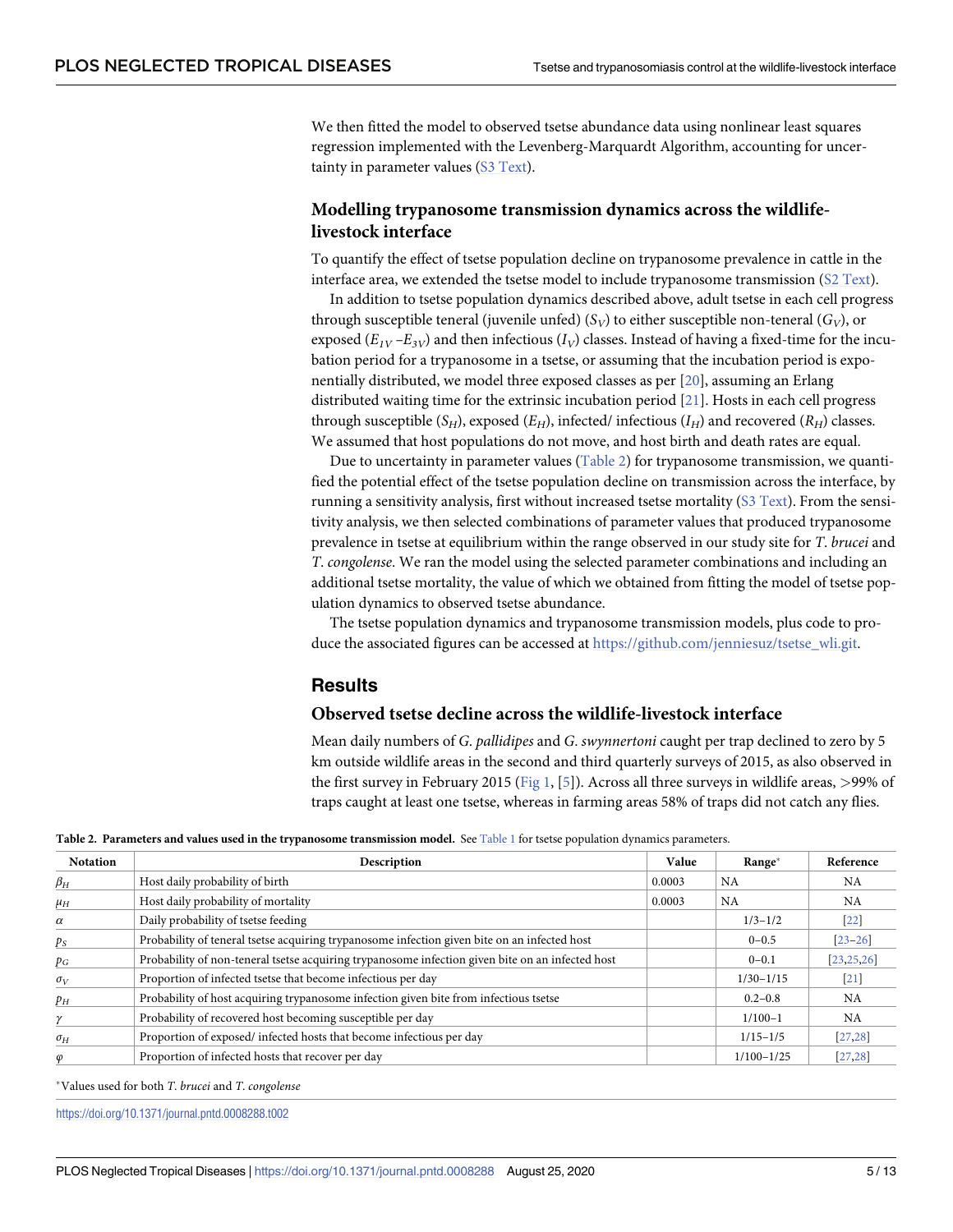We then fitted the model to observed tsetse abundance data using nonlinear least squares regression implemented with the Levenberg-Marquardt Algorithm, accounting for uncertainty in parameter values (S3 Text).

### Modelling trypanosome transmission dynamics across the wildlife-livestock interface

To quantify the effect of tsetse population decline on trypanosome prevalence in cattle in the interface area, we extended the tsetse model to include trypanosome transmission (S2 Text).

In addition to tsetse population dynamics described above, adult tsetse in each cell progress through susceptible teneral (juvenile unfed) ($S_V$) to either susceptible non-teneral ($G_V$), or exposed ($E_{1V}$ –$E_{3V}$) and then infectious ($I_V$) classes. Instead of having a fixed-time for the incubation period for a trypanosome in a tsetse, or assuming that the incubation period is exponentially distributed, we model three exposed classes as per [20], assuming an Erlang distributed waiting time for the extrinsic incubation period [21]. Hosts in each cell progress through susceptible ($S_H$), exposed ($E_H$), infected/ infectious ($I_H$) and recovered ($R_H$) classes. We assumed that host populations do not move, and host birth and death rates are equal.

Due to uncertainty in parameter values (Table 2) for trypanosome transmission, we quantified the potential effect of the tsetse population decline on transmission across the interface, by running a sensitivity analysis, first without increased tsetse mortality (S3 Text). From the sensitivity analysis, we then selected combinations of parameter values that produced trypanosome prevalence in tsetse at equilibrium within the range observed in our study site for *T. brucei* and *T. congolense*. We ran the model using the selected parameter combinations and including an additional tsetse mortality, the value of which we obtained from fitting the model of tsetse population dynamics to observed tsetse abundance.

The tsetse population dynamics and trypanosome transmission models, plus code to produce the associated figures can be accessed at https://github.com/jenniesuz/tsetse_wli.git.

## Results

### Observed tsetse decline across the wildlife-livestock interface

Mean daily numbers of *G. pallidipes* and *G. swynnertoni* caught per trap declined to zero by 5 km outside wildlife areas in the second and third quarterly surveys of 2015, as also observed in the first survey in February 2015 (Fig 1, [5]). Across all three surveys in wildlife areas, >99% of traps caught at least one tsetse, whereas in farming areas 58% of traps did not catch any flies.

**Table 2. Parameters and values used in the trypanosome transmission model.** See Table 1 for tsetse population dynamics parameters.

| Notation | Description | Value | Range* | Reference |
|---|---|---|---|---|
| $\beta_H$ | Host daily probability of birth | 0.0003 | NA | NA |
| $\mu_H$ | Host daily probability of mortality | 0.0003 | NA | NA |
| $\alpha$ | Daily probability of tsetse feeding | | 1/3–1/2 | [22] |
| $p_S$ | Probability of teneral tsetse acquiring trypanosome infection given bite on an infected host | | 0–0.5 | [23–26] |
| $p_G$ | Probability of non-teneral tsetse acquiring trypanosome infection given bite on an infected host | | 0–0.1 | [23,25,26] |
| $\sigma_V$ | Proportion of infected tsetse that become infectious per day | | 1/30–1/15 | [21] |
| $p_H$ | Probability of host acquiring trypanosome infection given bite from infectious tsetse | | 0.2–0.8 | NA |
| $\gamma$ | Probability of recovered host becoming susceptible per day | | 1/100–1 | NA |
| $\sigma_H$ | Proportion of exposed/ infected hosts that become infectious per day | | 1/15–1/5 | [27,28] |
| $\varphi$ | Proportion of infected hosts that recover per day | | 1/100–1/25 | [27,28] |

*Values used for both *T. brucei* and *T. congolense*

https://doi.org/10.1371/journal.pntd.0008288.t002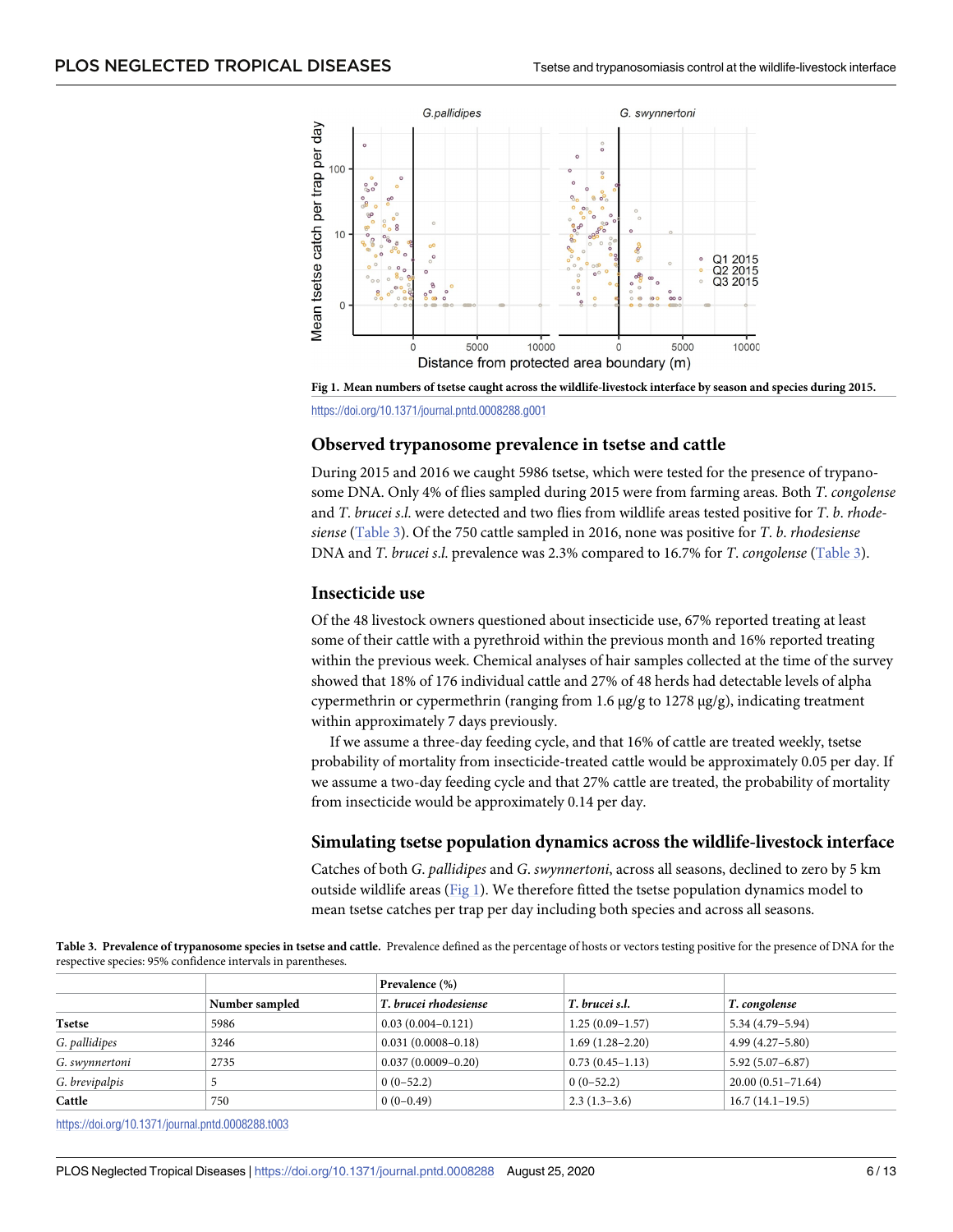Fig 1. Mean numbers of tsetse caught across the wildlife-livestock interface by season and species during 2015.

https://doi.org/10.1371/journal.pntd.0008288.g001

## Observed trypanosome prevalence in tsetse and cattle

During 2015 and 2016 we caught 5986 tsetse, which were tested for the presence of trypanosome DNA. Only 4% of flies sampled during 2015 were from farming areas. Both *T. congolense* and *T. brucei s.l.* were detected and two flies from wildlife areas tested positive for *T. b. rhodesiense* (Table 3). Of the 750 cattle sampled in 2016, none was positive for *T. b. rhodesiense* DNA and *T. brucei s.l.* prevalence was 2.3% compared to 16.7% for *T. congolense* (Table 3).

## Insecticide use

Of the 48 livestock owners questioned about insecticide use, 67% reported treating at least some of their cattle with a pyrethroid within the previous month and 16% reported treating within the previous week. Chemical analyses of hair samples collected at the time of the survey showed that 18% of 176 individual cattle and 27% of 48 herds had detectable levels of alpha cypermethrin or cypermethrin (ranging from 1.6 μg/g to 1278 μg/g), indicating treatment within approximately 7 days previously.

If we assume a three-day feeding cycle, and that 16% of cattle are treated weekly, tsetse probability of mortality from insecticide-treated cattle would be approximately 0.05 per day. If we assume a two-day feeding cycle and that 27% cattle are treated, the probability of mortality from insecticide would be approximately 0.14 per day.

## Simulating tsetse population dynamics across the wildlife-livestock interface

Catches of both *G. pallidipes* and *G. swynnertoni*, across all seasons, declined to zero by 5 km outside wildlife areas (Fig 1). We therefore fitted the tsetse population dynamics model to mean tsetse catches per trap per day including both species and across all seasons.

**Table 3. Prevalence of trypanosome species in tsetse and cattle.** Prevalence defined as the percentage of hosts or vectors testing positive for the presence of DNA for the respective species: 95% confidence intervals in parentheses.

| | Number sampled | Prevalence (%) | | |
|---|---|---|---|---|
| | | *T. brucei rhodesiense* | *T. brucei s.l.* | *T. congolense* |
| **Tsetse** | 5986 | 0.03 (0.004–0.121) | 1.25 (0.09–1.57) | 5.34 (4.79–5.94) |
| *G. pallidipes* | 3246 | 0.031 (0.0008–0.18) | 1.69 (1.28–2.20) | 4.99 (4.27–5.80) |
| *G. swynnertoni* | 2735 | 0.037 (0.0009–0.20) | 0.73 (0.45–1.13) | 5.92 (5.07–6.87) |
| *G. brevipalpis* | 5 | 0 (0–52.2) | 0 (0–52.2) | 20.00 (0.51–71.64) |
| **Cattle** | 750 | 0 (0–0.49) | 2.3 (1.3–3.6) | 16.7 (14.1–19.5) |

https://doi.org/10.1371/journal.pntd.0008288.t003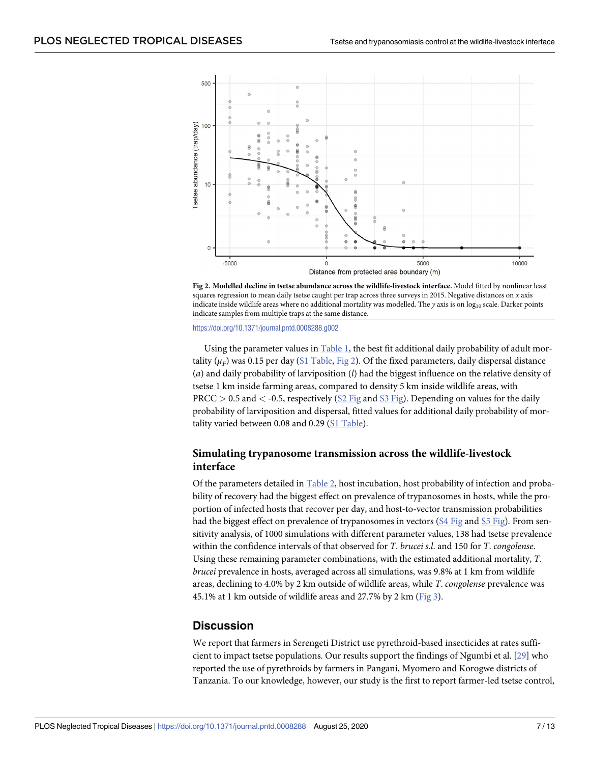**Fig 2. Modelled decline in tsetse abundance across the wildlife-livestock interface.** Model fitted by nonlinear least squares regression to mean daily tsetse caught per trap across three surveys in 2015. Negative distances on *x* axis indicate inside wildlife areas where no additional mortality was modelled. The *y* axis is on $\log_{10}$ scale. Darker points indicate samples from multiple traps at the same distance.

https://doi.org/10.1371/journal.pntd.0008288.g002

Using the parameter values in Table 1, the best fit additional daily probability of adult mortality ($\mu_F$) was 0.15 per day (S1 Table, Fig 2). Of the fixed parameters, daily dispersal distance ($a$) and daily probability of larviposition ($l$) had the biggest influence on the relative density of tsetse 1 km inside farming areas, compared to density 5 km inside wildlife areas, with PRCC $>$ 0.5 and $<$ -0.5, respectively (S2 Fig and S3 Fig). Depending on values for the daily probability of larviposition and dispersal, fitted values for additional daily probability of mortality varied between 0.08 and 0.29 (S1 Table).

### Simulating trypanosome transmission across the wildlife-livestock interface

Of the parameters detailed in Table 2, host incubation, host probability of infection and probability of recovery had the biggest effect on prevalence of trypanosomes in hosts, while the proportion of infected hosts that recover per day, and host-to-vector transmission probabilities had the biggest effect on prevalence of trypanosomes in vectors (S4 Fig and S5 Fig). From sensitivity analysis, of 1000 simulations with different parameter values, 138 had tsetse prevalence within the confidence intervals of that observed for *T. brucei s.l.* and 150 for *T. congolense*. Using these remaining parameter combinations, with the estimated additional mortality, *T. brucei* prevalence in hosts, averaged across all simulations, was 9.8% at 1 km from wildlife areas, declining to 4.0% by 2 km outside of wildlife areas, while *T. congolense* prevalence was 45.1% at 1 km outside of wildlife areas and 27.7% by 2 km (Fig 3).

## Discussion

We report that farmers in Serengeti District use pyrethroid-based insecticides at rates sufficient to impact tsetse populations. Our results support the findings of Ngumbi et al. [29] who reported the use of pyrethroids by farmers in Pangani, Myomero and Korogwe districts of Tanzania. To our knowledge, however, our study is the first to report farmer-led tsetse control,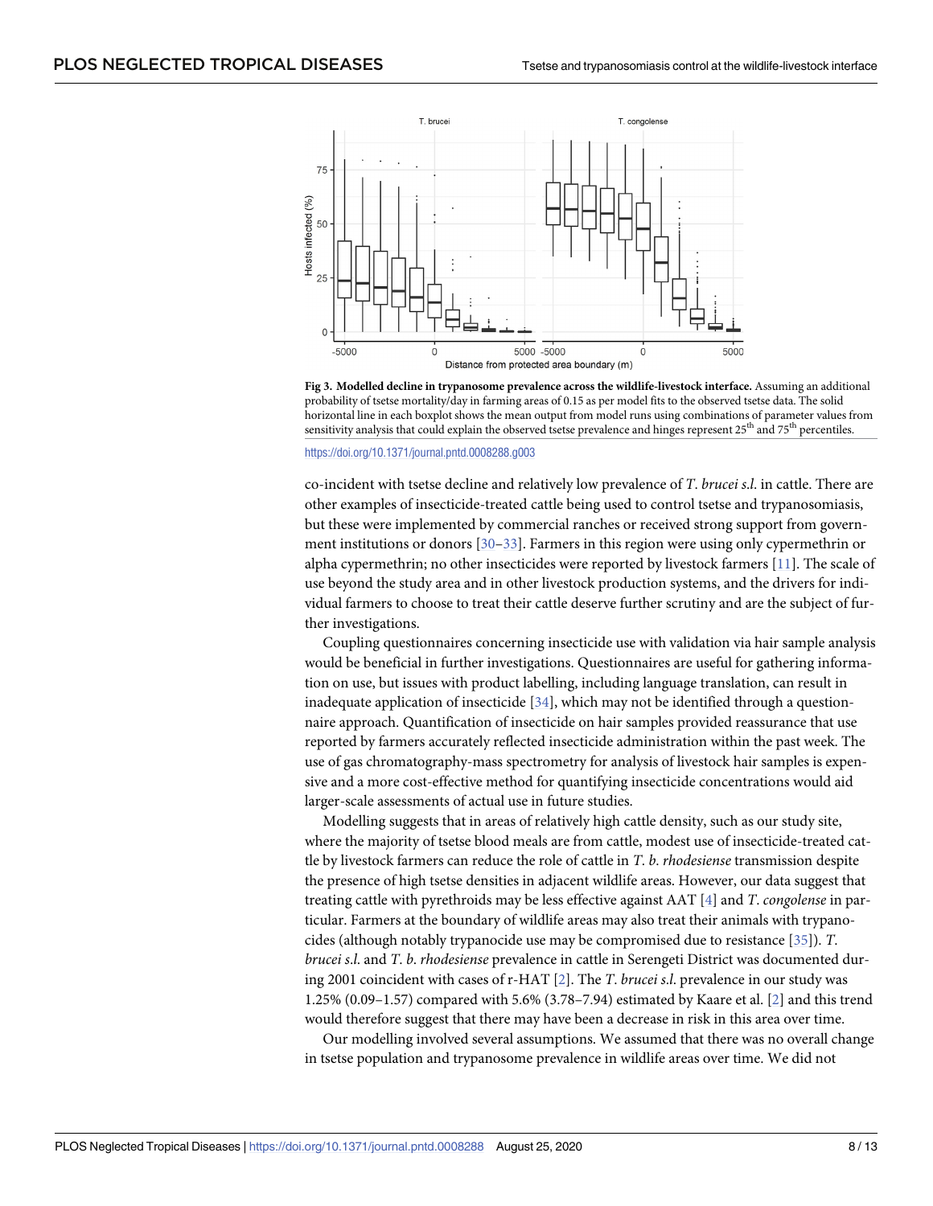**Fig 3. Modelled decline in trypanosome prevalence across the wildlife-livestock interface.** Assuming an additional probability of tsetse mortality/day in farming areas of 0.15 as per model fits to the observed tsetse data. The solid horizontal line in each boxplot shows the mean output from model runs using combinations of parameter values from sensitivity analysis that could explain the observed tsetse prevalence and hinges represent 25th and 75th percentiles.

https://doi.org/10.1371/journal.pntd.0008288.g003

co-incident with tsetse decline and relatively low prevalence of *T. brucei s.l.* in cattle. There are other examples of insecticide-treated cattle being used to control tsetse and trypanosomiasis, but these were implemented by commercial ranches or received strong support from government institutions or donors [30–33]. Farmers in this region were using only cypermethrin or alpha cypermethrin; no other insecticides were reported by livestock farmers [11]. The scale of use beyond the study area and in other livestock production systems, and the drivers for individual farmers to choose to treat their cattle deserve further scrutiny and are the subject of further investigations.

Coupling questionnaires concerning insecticide use with validation via hair sample analysis would be beneficial in further investigations. Questionnaires are useful for gathering information on use, but issues with product labelling, including language translation, can result in inadequate application of insecticide [34], which may not be identified through a questionnaire approach. Quantification of insecticide on hair samples provided reassurance that use reported by farmers accurately reflected insecticide administration within the past week. The use of gas chromatography-mass spectrometry for analysis of livestock hair samples is expensive and a more cost-effective method for quantifying insecticide concentrations would aid larger-scale assessments of actual use in future studies.

Modelling suggests that in areas of relatively high cattle density, such as our study site, where the majority of tsetse blood meals are from cattle, modest use of insecticide-treated cattle by livestock farmers can reduce the role of cattle in *T. b. rhodesiense* transmission despite the presence of high tsetse densities in adjacent wildlife areas. However, our data suggest that treating cattle with pyrethroids may be less effective against AAT [4] and *T. congolense* in particular. Farmers at the boundary of wildlife areas may also treat their animals with trypanocides (although notably trypanocide use may be compromised due to resistance [35]). *T. brucei s.l.* and *T. b. rhodesiense* prevalence in cattle in Serengeti District was documented during 2001 coincident with cases of r-HAT [2]. The *T. brucei s.l.* prevalence in our study was 1.25% (0.09–1.57) compared with 5.6% (3.78–7.94) estimated by Kaare et al. [2] and this trend would therefore suggest that there may have been a decrease in risk in this area over time.

Our modelling involved several assumptions. We assumed that there was no overall change in tsetse population and trypanosome prevalence in wildlife areas over time. We did not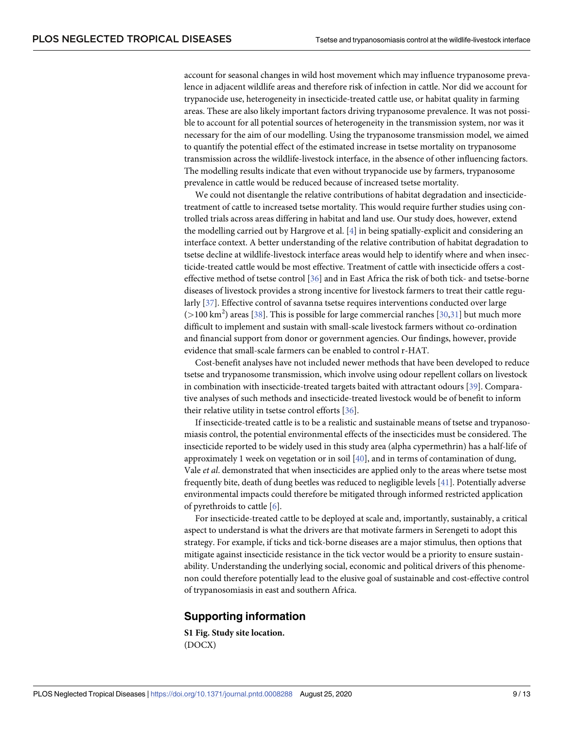account for seasonal changes in wild host movement which may influence trypanosome prevalence in adjacent wildlife areas and therefore risk of infection in cattle. Nor did we account for trypanocide use, heterogeneity in insecticide-treated cattle use, or habitat quality in farming areas. These are also likely important factors driving trypanosome prevalence. It was not possible to account for all potential sources of heterogeneity in the transmission system, nor was it necessary for the aim of our modelling. Using the trypanosome transmission model, we aimed to quantify the potential effect of the estimated increase in tsetse mortality on trypanosome transmission across the wildlife-livestock interface, in the absence of other influencing factors. The modelling results indicate that even without trypanocide use by farmers, trypanosome prevalence in cattle would be reduced because of increased tsetse mortality.

We could not disentangle the relative contributions of habitat degradation and insecticide-treatment of cattle to increased tsetse mortality. This would require further studies using controlled trials across areas differing in habitat and land use. Our study does, however, extend the modelling carried out by Hargrove et al. [4] in being spatially-explicit and considering an interface context. A better understanding of the relative contribution of habitat degradation to tsetse decline at wildlife-livestock interface areas would help to identify where and when insecticide-treated cattle would be most effective. Treatment of cattle with insecticide offers a cost-effective method of tsetse control [36] and in East Africa the risk of both tick- and tsetse-borne diseases of livestock provides a strong incentive for livestock farmers to treat their cattle regularly [37]. Effective control of savanna tsetse requires interventions conducted over large ($>$100 km$^2$) areas [38]. This is possible for large commercial ranches [30,31] but much more difficult to implement and sustain with small-scale livestock farmers without co-ordination and financial support from donor or government agencies. Our findings, however, provide evidence that small-scale farmers can be enabled to control r-HAT.

Cost-benefit analyses have not included newer methods that have been developed to reduce tsetse and trypanosome transmission, which involve using odour repellent collars on livestock in combination with insecticide-treated targets baited with attractant odours [39]. Comparative analyses of such methods and insecticide-treated livestock would be of benefit to inform their relative utility in tsetse control efforts [36].

If insecticide-treated cattle is to be a realistic and sustainable means of tsetse and trypanosomiasis control, the potential environmental effects of the insecticides must be considered. The insecticide reported to be widely used in this study area (alpha cypermethrin) has a half-life of approximately 1 week on vegetation or in soil [40], and in terms of contamination of dung, Vale *et al*. demonstrated that when insecticides are applied only to the areas where tsetse most frequently bite, death of dung beetles was reduced to negligible levels [41]. Potentially adverse environmental impacts could therefore be mitigated through informed restricted application of pyrethroids to cattle [6].

For insecticide-treated cattle to be deployed at scale and, importantly, sustainably, a critical aspect to understand is what the drivers are that motivate farmers in Serengeti to adopt this strategy. For example, if ticks and tick-borne diseases are a major stimulus, then options that mitigate against insecticide resistance in the tick vector would be a priority to ensure sustainability. Understanding the underlying social, economic and political drivers of this phenomenon could therefore potentially lead to the elusive goal of sustainable and cost-effective control of trypanosomiasis in east and southern Africa.

## Supporting information

**S1 Fig. Study site location.**
(DOCX)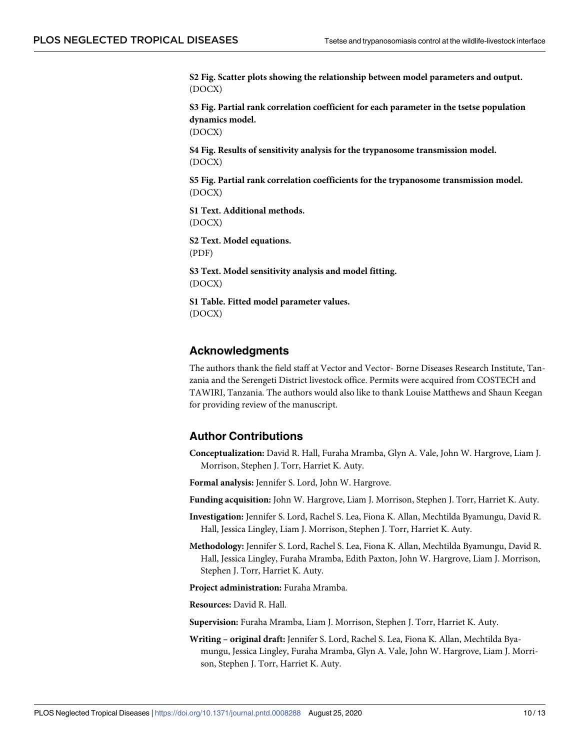**S2 Fig. Scatter plots showing the relationship between model parameters and output.**
(DOCX)

**S3 Fig. Partial rank correlation coefficient for each parameter in the tsetse population dynamics model.**
(DOCX)

**S4 Fig. Results of sensitivity analysis for the trypanosome transmission model.**
(DOCX)

**S5 Fig. Partial rank correlation coefficients for the trypanosome transmission model.**
(DOCX)

**S1 Text. Additional methods.**
(DOCX)

**S2 Text. Model equations.**
(PDF)

**S3 Text. Model sensitivity analysis and model fitting.**
(DOCX)

**S1 Table. Fitted model parameter values.**
(DOCX)

## Acknowledgments

The authors thank the field staff at Vector and Vector- Borne Diseases Research Institute, Tanzania and the Serengeti District livestock office. Permits were acquired from COSTECH and TAWIRI, Tanzania. The authors would also like to thank Louise Matthews and Shaun Keegan for providing review of the manuscript.

## Author Contributions

**Conceptualization:** David R. Hall, Furaha Mramba, Glyn A. Vale, John W. Hargrove, Liam J. Morrison, Stephen J. Torr, Harriet K. Auty.

**Formal analysis:** Jennifer S. Lord, John W. Hargrove.

**Funding acquisition:** John W. Hargrove, Liam J. Morrison, Stephen J. Torr, Harriet K. Auty.

**Investigation:** Jennifer S. Lord, Rachel S. Lea, Fiona K. Allan, Mechtilda Byamungu, David R. Hall, Jessica Lingley, Liam J. Morrison, Stephen J. Torr, Harriet K. Auty.

**Methodology:** Jennifer S. Lord, Rachel S. Lea, Fiona K. Allan, Mechtilda Byamungu, David R. Hall, Jessica Lingley, Furaha Mramba, Edith Paxton, John W. Hargrove, Liam J. Morrison, Stephen J. Torr, Harriet K. Auty.

**Project administration:** Furaha Mramba.

**Resources:** David R. Hall.

**Supervision:** Furaha Mramba, Liam J. Morrison, Stephen J. Torr, Harriet K. Auty.

**Writing – original draft:** Jennifer S. Lord, Rachel S. Lea, Fiona K. Allan, Mechtilda Byamungu, Jessica Lingley, Furaha Mramba, Glyn A. Vale, John W. Hargrove, Liam J. Morrison, Stephen J. Torr, Harriet K. Auty.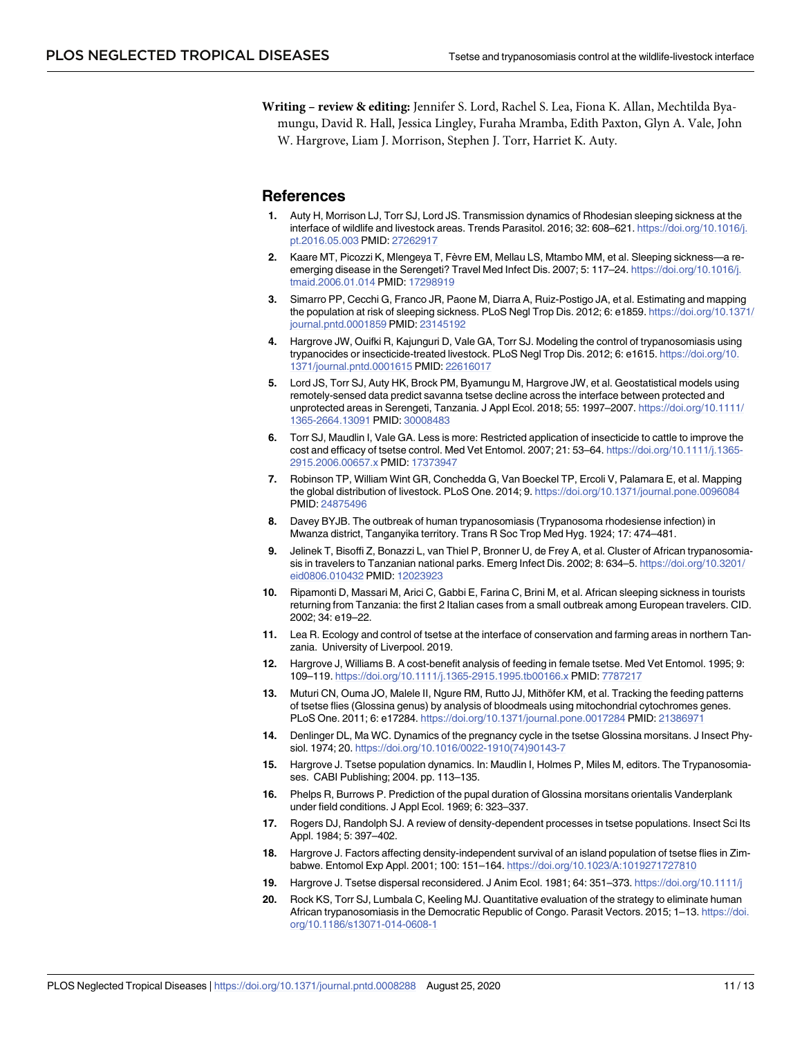**Writing – review & editing:** Jennifer S. Lord, Rachel S. Lea, Fiona K. Allan, Mechtilda Byamungu, David R. Hall, Jessica Lingley, Furaha Mramba, Edith Paxton, Glyn A. Vale, John W. Hargrove, Liam J. Morrison, Stephen J. Torr, Harriet K. Auty.

## References

1. Auty H, Morrison LJ, Torr SJ, Lord JS. Transmission dynamics of Rhodesian sleeping sickness at the interface of wildlife and livestock areas. Trends Parasitol. 2016; 32: 608–621. https://doi.org/10.1016/j.pt.2016.05.003 PMID: 27262917
2. Kaare MT, Picozzi K, Mlengeya T, Fèvre EM, Mellau LS, Mtambo MM, et al. Sleeping sickness—a re-emerging disease in the Serengeti? Travel Med Infect Dis. 2007; 5: 117–24. https://doi.org/10.1016/j.tmaid.2006.01.014 PMID: 17298919
3. Simarro PP, Cecchi G, Franco JR, Paone M, Diarra A, Ruiz-Postigo JA, et al. Estimating and mapping the population at risk of sleeping sickness. PLoS Negl Trop Dis. 2012; 6: e1859. https://doi.org/10.1371/journal.pntd.0001859 PMID: 23145192
4. Hargrove JW, Ouifki R, Kajunguri D, Vale GA, Torr SJ. Modeling the control of trypanosomiasis using trypanocides or insecticide-treated livestock. PLoS Negl Trop Dis. 2012; 6: e1615. https://doi.org/10.1371/journal.pntd.0001615 PMID: 22616017
5. Lord JS, Torr SJ, Auty HK, Brock PM, Byamungu M, Hargrove JW, et al. Geostatistical models using remotely-sensed data predict savanna tsetse decline across the interface between protected and unprotected areas in Serengeti, Tanzania. J Appl Ecol. 2018; 55: 1997–2007. https://doi.org/10.1111/1365-2664.13091 PMID: 30008483
6. Torr SJ, Maudlin I, Vale GA. Less is more: Restricted application of insecticide to cattle to improve the cost and efficacy of tsetse control. Med Vet Entomol. 2007; 21: 53–64. https://doi.org/10.1111/j.1365-2915.2006.00657.x PMID: 17373947
7. Robinson TP, William Wint GR, Conchedda G, Van Boeckel TP, Ercoli V, Palamara E, et al. Mapping the global distribution of livestock. PLoS One. 2014; 9. https://doi.org/10.1371/journal.pone.0096084 PMID: 24875496
8. Davey BYJB. The outbreak of human trypanosomiasis (Trypanosoma rhodesiense infection) in Mwanza district, Tanganyika territory. Trans R Soc Trop Med Hyg. 1924; 17: 474–481.
9. Jelinek T, Bisoffi Z, Bonazzi L, van Thiel P, Bronner U, de Frey A, et al. Cluster of African trypanosomiasis in travelers to Tanzanian national parks. Emerg Infect Dis. 2002; 8: 634–5. https://doi.org/10.3201/eid0806.010432 PMID: 12023923
10. Ripamonti D, Massari M, Arici C, Gabbi E, Farina C, Brini M, et al. African sleeping sickness in tourists returning from Tanzania: the first 2 Italian cases from a small outbreak among European travelers. CID. 2002; 34: e19–22.
11. Lea R. Ecology and control of tsetse at the interface of conservation and farming areas in northern Tanzania. University of Liverpool. 2019.
12. Hargrove J, Williams B. A cost-benefit analysis of feeding in female tsetse. Med Vet Entomol. 1995; 9: 109–119. https://doi.org/10.1111/j.1365-2915.1995.tb00166.x PMID: 7787217
13. Muturi CN, Ouma JO, Malele II, Ngure RM, Rutto JJ, Mithöfer KM, et al. Tracking the feeding patterns of tsetse flies (Glossina genus) by analysis of bloodmeals using mitochondrial cytochromes genes. PLoS One. 2011; 6: e17284. https://doi.org/10.1371/journal.pone.0017284 PMID: 21386971
14. Denlinger DL, Ma WC. Dynamics of the pregnancy cycle in the tsetse Glossina morsitans. J Insect Physiol. 1974; 20. https://doi.org/10.1016/0022-1910(74)90143-7
15. Hargrove J. Tsetse population dynamics. In: Maudlin I, Holmes P, Miles M, editors. The Trypanosomiases. CABI Publishing; 2004. pp. 113–135.
16. Phelps R, Burrows P. Prediction of the pupal duration of Glossina morsitans orientalis Vanderplank under field conditions. J Appl Ecol. 1969; 6: 323–337.
17. Rogers DJ, Randolph SJ. A review of density-dependent processes in tsetse populations. Insect Sci Its Appl. 1984; 5: 397–402.
18. Hargrove J. Factors affecting density-independent survival of an island population of tsetse flies in Zimbabwe. Entomol Exp Appl. 2001; 100: 151–164. https://doi.org/10.1023/A:1019271727810
19. Hargrove J. Tsetse dispersal reconsidered. J Anim Ecol. 1981; 64: 351–373. https://doi.org/10.1111/j
20. Rock KS, Torr SJ, Lumbala C, Keeling MJ. Quantitative evaluation of the strategy to eliminate human African trypanosomiasis in the Democratic Republic of Congo. Parasit Vectors. 2015; 1–13. https://doi.org/10.1186/s13071-014-0608-1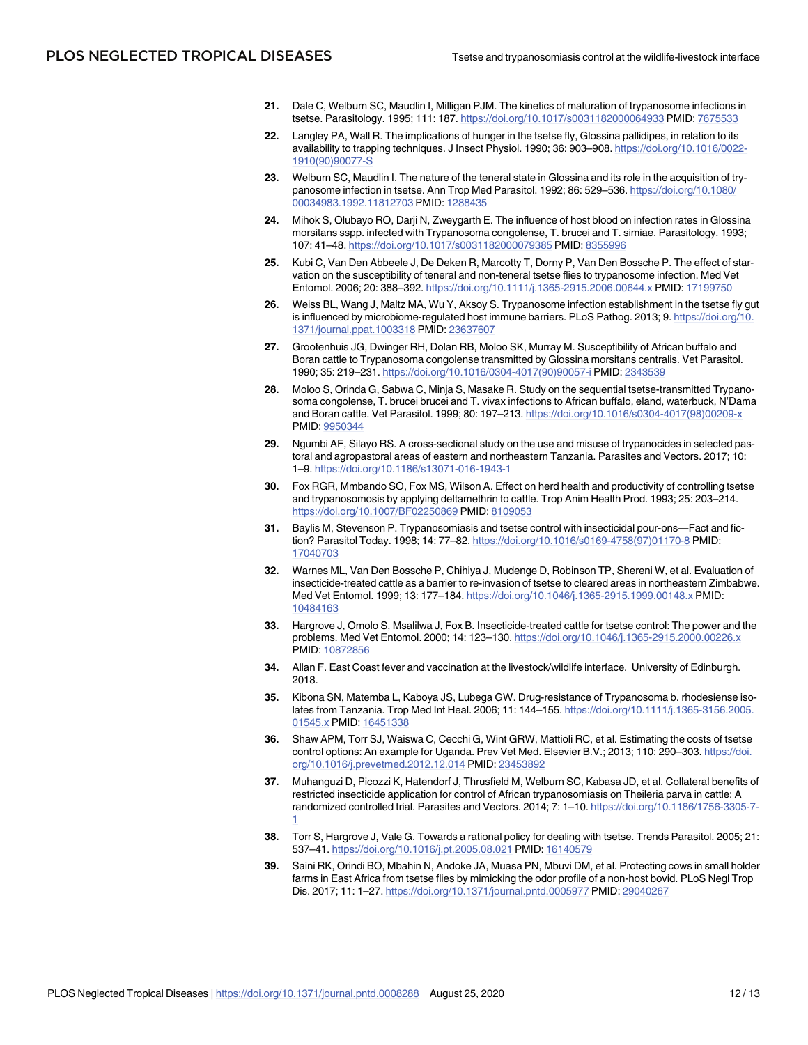21. Dale C, Welburn SC, Maudlin I, Milligan PJM. The kinetics of maturation of trypanosome infections in tsetse. Parasitology. 1995; 111: 187. https://doi.org/10.1017/s0031182000064933 PMID: 7675533

22. Langley PA, Wall R. The implications of hunger in the tsetse fly, Glossina pallidipes, in relation to its availability to trapping techniques. J Insect Physiol. 1990; 36: 903–908. https://doi.org/10.1016/0022-1910(90)90077-S

23. Welburn SC, Maudlin I. The nature of the teneral state in Glossina and its role in the acquisition of trypanosome infection in tsetse. Ann Trop Med Parasitol. 1992; 86: 529–536. https://doi.org/10.1080/00034983.1992.11812703 PMID: 1288435

24. Mihok S, Olubayo RO, Darji N, Zweygarth E. The influence of host blood on infection rates in Glossina morsitans sspp. infected with Trypanosoma congolense, T. brucei and T. simiae. Parasitology. 1993; 107: 41–48. https://doi.org/10.1017/s0031182000079385 PMID: 8355996

25. Kubi C, Van Den Abbeele J, De Deken R, Marcotty T, Dorny P, Van Den Bossche P. The effect of starvation on the susceptibility of teneral and non-teneral tsetse flies to trypanosome infection. Med Vet Entomol. 2006; 20: 388–392. https://doi.org/10.1111/j.1365-2915.2006.00644.x PMID: 17199750

26. Weiss BL, Wang J, Maltz MA, Wu Y, Aksoy S. Trypanosome infection establishment in the tsetse fly gut is influenced by microbiome-regulated host immune barriers. PLoS Pathog. 2013; 9. https://doi.org/10.1371/journal.ppat.1003318 PMID: 23637607

27. Grootenhuis JG, Dwinger RH, Dolan RB, Moloo SK, Murray M. Susceptibility of African buffalo and Boran cattle to Trypanosoma congolense transmitted by Glossina morsitans centralis. Vet Parasitol. 1990; 35: 219–231. https://doi.org/10.1016/0304-4017(90)90057-i PMID: 2343539

28. Moloo S, Orinda G, Sabwa C, Minja S, Masake R. Study on the sequential tsetse-transmitted Trypanosoma congolense, T. brucei brucei and T. vivax infections to African buffalo, eland, waterbuck, N'Dama and Boran cattle. Vet Parasitol. 1999; 80: 197–213. https://doi.org/10.1016/s0304-4017(98)00209-x PMID: 9950344

29. Ngumbi AF, Silayo RS. A cross-sectional study on the use and misuse of trypanocides in selected pastoral and agropastoral areas of eastern and northeastern Tanzania. Parasites and Vectors. 2017; 10: 1–9. https://doi.org/10.1186/s13071-016-1943-1

30. Fox RGR, Mmbando SO, Fox MS, Wilson A. Effect on herd health and productivity of controlling tsetse and trypanosomosis by applying deltamethrin to cattle. Trop Anim Health Prod. 1993; 25: 203–214. https://doi.org/10.1007/BF02250869 PMID: 8109053

31. Baylis M, Stevenson P. Trypanosomiasis and tsetse control with insecticidal pour-ons—Fact and fiction? Parasitol Today. 1998; 14: 77–82. https://doi.org/10.1016/s0169-4758(97)01170-8 PMID: 17040703

32. Warnes ML, Van Den Bossche P, Chihiya J, Mudenge D, Robinson TP, Shereni W, et al. Evaluation of insecticide-treated cattle as a barrier to re-invasion of tsetse to cleared areas in northeastern Zimbabwe. Med Vet Entomol. 1999; 13: 177–184. https://doi.org/10.1046/j.1365-2915.1999.00148.x PMID: 10484163

33. Hargrove J, Omolo S, Msalilwa J, Fox B. Insecticide-treated cattle for tsetse control: The power and the problems. Med Vet Entomol. 2000; 14: 123–130. https://doi.org/10.1046/j.1365-2915.2000.00226.x PMID: 10872856

34. Allan F. East Coast fever and vaccination at the livestock/wildlife interface. University of Edinburgh. 2018.

35. Kibona SN, Matemba L, Kaboya JS, Lubega GW. Drug-resistance of Trypanosoma b. rhodesiense isolates from Tanzania. Trop Med Int Heal. 2006; 11: 144–155. https://doi.org/10.1111/j.1365-3156.2005.01545.x PMID: 16451338

36. Shaw APM, Torr SJ, Waiswa C, Cecchi G, Wint GRW, Mattioli RC, et al. Estimating the costs of tsetse control options: An example for Uganda. Prev Vet Med. Elsevier B.V.; 2013; 110: 290–303. https://doi.org/10.1016/j.prevetmed.2012.12.014 PMID: 23453892

37. Muhanguzi D, Picozzi K, Hatendorf J, Thrusfield M, Welburn SC, Kabasa JD, et al. Collateral benefits of restricted insecticide application for control of African trypanosomiasis on Theileria parva in cattle: A randomized controlled trial. Parasites and Vectors. 2014; 7: 1–10. https://doi.org/10.1186/1756-3305-7-1

38. Torr S, Hargrove J, Vale G. Towards a rational policy for dealing with tsetse. Trends Parasitol. 2005; 21: 537–41. https://doi.org/10.1016/j.pt.2005.08.021 PMID: 16140579

39. Saini RK, Orindi BO, Mbahin N, Andoke JA, Muasa PN, Mbuvi DM, et al. Protecting cows in small holder farms in East Africa from tsetse flies by mimicking the odor profile of a non-host bovid. PLoS Negl Trop Dis. 2017; 11: 1–27. https://doi.org/10.1371/journal.pntd.0005977 PMID: 29040267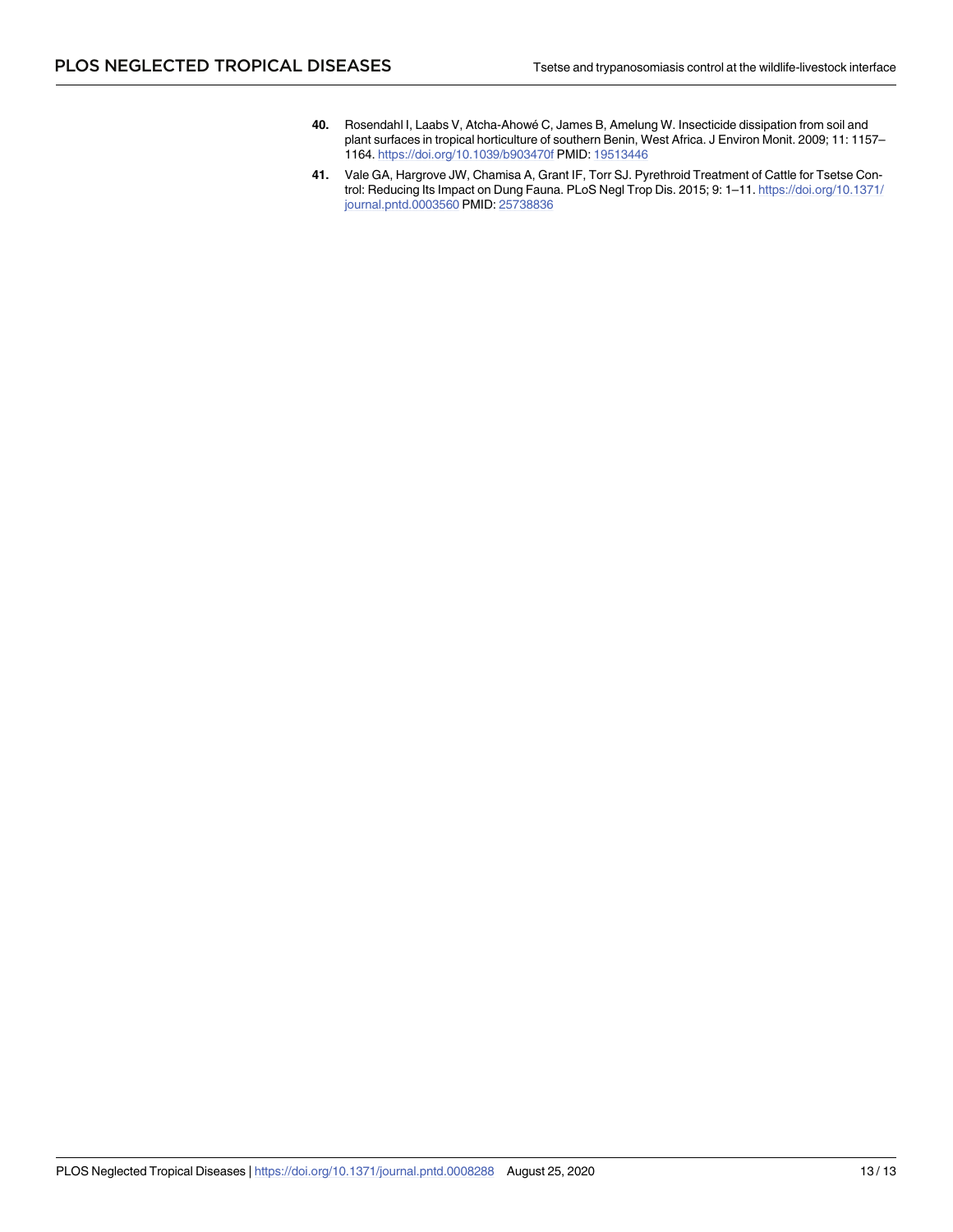40. Rosendahl I, Laabs V, Atcha-Ahowé C, James B, Amelung W. Insecticide dissipation from soil and plant surfaces in tropical horticulture of southern Benin, West Africa. J Environ Monit. 2009; 11: 1157–1164. https://doi.org/10.1039/b903470f PMID: 19513446

41. Vale GA, Hargrove JW, Chamisa A, Grant IF, Torr SJ. Pyrethroid Treatment of Cattle for Tsetse Control: Reducing Its Impact on Dung Fauna. PLoS Negl Trop Dis. 2015; 9: 1–11. https://doi.org/10.1371/journal.pntd.0003560 PMID: 25738836